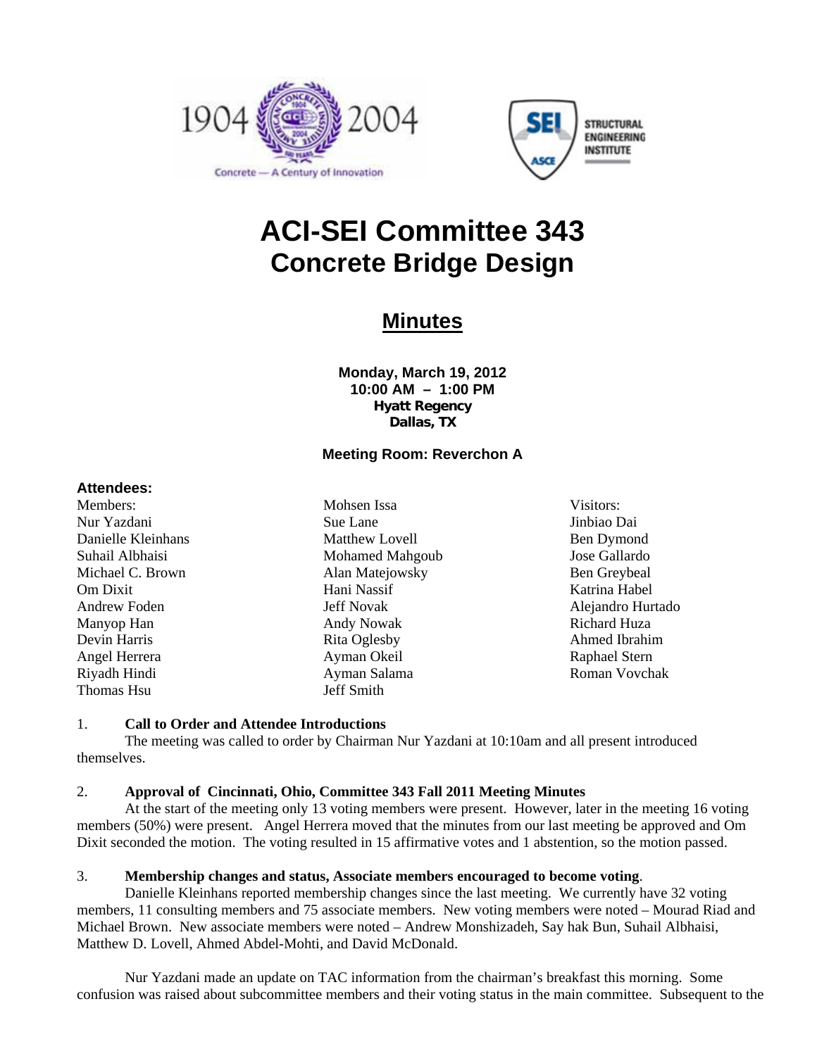# ACI-SEI Committee 343
## Concrete Bridge Design

## Minutes

**Monday, March 19, 2012**
**10:00 AM – 1:00 PM**
**Hyatt Regency**
**Dallas, TX**

**Meeting Room: Reverchon A**

**Attendees:**

Members:
Nur Yazdani
Danielle Kleinhans
Suhail Albhaisi
Michael C. Brown
Om Dixit
Andrew Foden
Manyop Han
Devin Harris
Angel Herrera
Riyadh Hindi
Thomas Hsu
Mohsen Issa
Sue Lane
Matthew Lovell
Mohamed Mahgoub
Alan Matejowsky
Hani Nassif
Jeff Novak
Andy Nowak
Rita Oglesby
Ayman Okeil
Ayman Salama
Jeff Smith

Visitors:
Jinbiao Dai
Ben Dymond
Jose Gallardo
Ben Greybeal
Katrina Habel
Alejandro Hurtado
Richard Huza
Ahmed Ibrahim
Raphael Stern
Roman Vovchak

1. **Call to Order and Attendee Introductions**

The meeting was called to order by Chairman Nur Yazdani at 10:10am and all present introduced themselves.

2. **Approval of Cincinnati, Ohio, Committee 343 Fall 2011 Meeting Minutes**

At the start of the meeting only 13 voting members were present. However, later in the meeting 16 voting members (50%) were present. Angel Herrera moved that the minutes from our last meeting be approved and Om Dixit seconded the motion. The voting resulted in 15 affirmative votes and 1 abstention, so the motion passed.

3. **Membership changes and status, Associate members encouraged to become voting**.

Danielle Kleinhans reported membership changes since the last meeting. We currently have 32 voting members, 11 consulting members and 75 associate members. New voting members were noted – Mourad Riad and Michael Brown. New associate members were noted – Andrew Monshizadeh, Say hak Bun, Suhail Albhaisi, Matthew D. Lovell, Ahmed Abdel-Mohti, and David McDonald.

Nur Yazdani made an update on TAC information from the chairman's breakfast this morning. Some confusion was raised about subcommittee members and their voting status in the main committee. Subsequent to the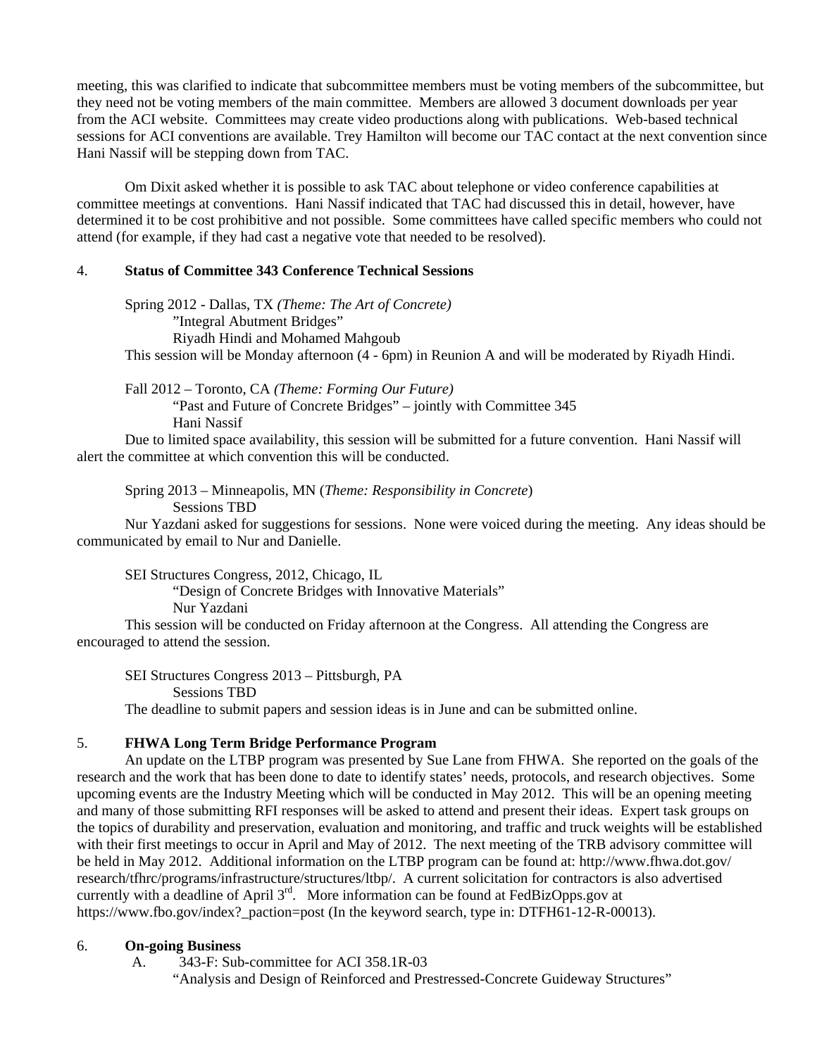meeting, this was clarified to indicate that subcommittee members must be voting members of the subcommittee, but they need not be voting members of the main committee. Members are allowed 3 document downloads per year from the ACI website. Committees may create video productions along with publications. Web-based technical sessions for ACI conventions are available. Trey Hamilton will become our TAC contact at the next convention since Hani Nassif will be stepping down from TAC.

Om Dixit asked whether it is possible to ask TAC about telephone or video conference capabilities at committee meetings at conventions. Hani Nassif indicated that TAC had discussed this in detail, however, have determined it to be cost prohibitive and not possible. Some committees have called specific members who could not attend (for example, if they had cast a negative vote that needed to be resolved).

4. **Status of Committee 343 Conference Technical Sessions**

Spring 2012 - Dallas, TX *(Theme: The Art of Concrete)*
”Integral Abutment Bridges”
Riyadh Hindi and Mohamed Mahgoub
This session will be Monday afternoon (4 - 6pm) in Reunion A and will be moderated by Riyadh Hindi.

Fall 2012 – Toronto, CA *(Theme: Forming Our Future)*
“Past and Future of Concrete Bridges” – jointly with Committee 345
Hani Nassif
Due to limited space availability, this session will be submitted for a future convention. Hani Nassif will alert the committee at which convention this will be conducted.

Spring 2013 – Minneapolis, MN (*Theme: Responsibility in Concrete*)
Sessions TBD
Nur Yazdani asked for suggestions for sessions. None were voiced during the meeting. Any ideas should be communicated by email to Nur and Danielle.

SEI Structures Congress, 2012, Chicago, IL
“Design of Concrete Bridges with Innovative Materials”
Nur Yazdani
This session will be conducted on Friday afternoon at the Congress. All attending the Congress are encouraged to attend the session.

SEI Structures Congress 2013 – Pittsburgh, PA
Sessions TBD
The deadline to submit papers and session ideas is in June and can be submitted online.

5. **FHWA Long Term Bridge Performance Program**

An update on the LTBP program was presented by Sue Lane from FHWA. She reported on the goals of the research and the work that has been done to date to identify states’ needs, protocols, and research objectives. Some upcoming events are the Industry Meeting which will be conducted in May 2012. This will be an opening meeting and many of those submitting RFI responses will be asked to attend and present their ideas. Expert task groups on the topics of durability and preservation, evaluation and monitoring, and traffic and truck weights will be established with their first meetings to occur in April and May of 2012. The next meeting of the TRB advisory committee will be held in May 2012. Additional information on the LTBP program can be found at: http://www.fhwa.dot.gov/research/tfhrc/programs/infrastructure/structures/ltbp/. A current solicitation for contractors is also advertised currently with a deadline of April 3rd. More information can be found at FedBizOpps.gov at https://www.fbo.gov/index?_paction=post (In the keyword search, type in: DTFH61-12-R-00013).

6. **On-going Business**

A. 343-F: Sub-committee for ACI 358.1R-03
“Analysis and Design of Reinforced and Prestressed-Concrete Guideway Structures”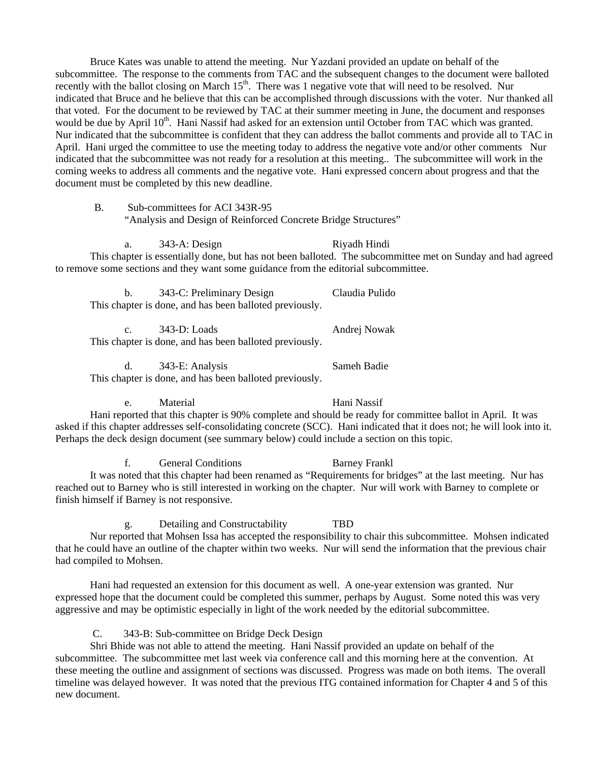Bruce Kates was unable to attend the meeting. Nur Yazdani provided an update on behalf of the subcommittee. The response to the comments from TAC and the subsequent changes to the document were balloted recently with the ballot closing on March 15th. There was 1 negative vote that will need to be resolved. Nur indicated that Bruce and he believe that this can be accomplished through discussions with the voter. Nur thanked all that voted. For the document to be reviewed by TAC at their summer meeting in June, the document and responses would be due by April 10th. Hani Nassif had asked for an extension until October from TAC which was granted. Nur indicated that the subcommittee is confident that they can address the ballot comments and provide all to TAC in April. Hani urged the committee to use the meeting today to address the negative vote and/or other comments Nur indicated that the subcommittee was not ready for a resolution at this meeting.. The subcommittee will work in the coming weeks to address all comments and the negative vote. Hani expressed concern about progress and that the document must be completed by this new deadline.

B. Sub-committees for ACI 343R-95
"Analysis and Design of Reinforced Concrete Bridge Structures"

a. 343-A: Design — Riyadh Hindi

This chapter is essentially done, but has not been balloted. The subcommittee met on Sunday and had agreed to remove some sections and they want some guidance from the editorial subcommittee.

b. 343-C: Preliminary Design — Claudia Pulido

This chapter is done, and has been balloted previously.

c. 343-D: Loads — Andrej Nowak

This chapter is done, and has been balloted previously.

d. 343-E: Analysis — Sameh Badie

This chapter is done, and has been balloted previously.

e. Material — Hani Nassif

Hani reported that this chapter is 90% complete and should be ready for committee ballot in April. It was asked if this chapter addresses self-consolidating concrete (SCC). Hani indicated that it does not; he will look into it. Perhaps the deck design document (see summary below) could include a section on this topic.

f. General Conditions — Barney Frankl

It was noted that this chapter had been renamed as "Requirements for bridges" at the last meeting. Nur has reached out to Barney who is still interested in working on the chapter. Nur will work with Barney to complete or finish himself if Barney is not responsive.

g. Detailing and Constructability — TBD

Nur reported that Mohsen Issa has accepted the responsibility to chair this subcommittee. Mohsen indicated that he could have an outline of the chapter within two weeks. Nur will send the information that the previous chair had compiled to Mohsen.

Hani had requested an extension for this document as well. A one-year extension was granted. Nur expressed hope that the document could be completed this summer, perhaps by August. Some noted this was very aggressive and may be optimistic especially in light of the work needed by the editorial subcommittee.

C. 343-B: Sub-committee on Bridge Deck Design

Shri Bhide was not able to attend the meeting. Hani Nassif provided an update on behalf of the subcommittee. The subcommittee met last week via conference call and this morning here at the convention. At these meeting the outline and assignment of sections was discussed. Progress was made on both items. The overall timeline was delayed however. It was noted that the previous ITG contained information for Chapter 4 and 5 of this new document.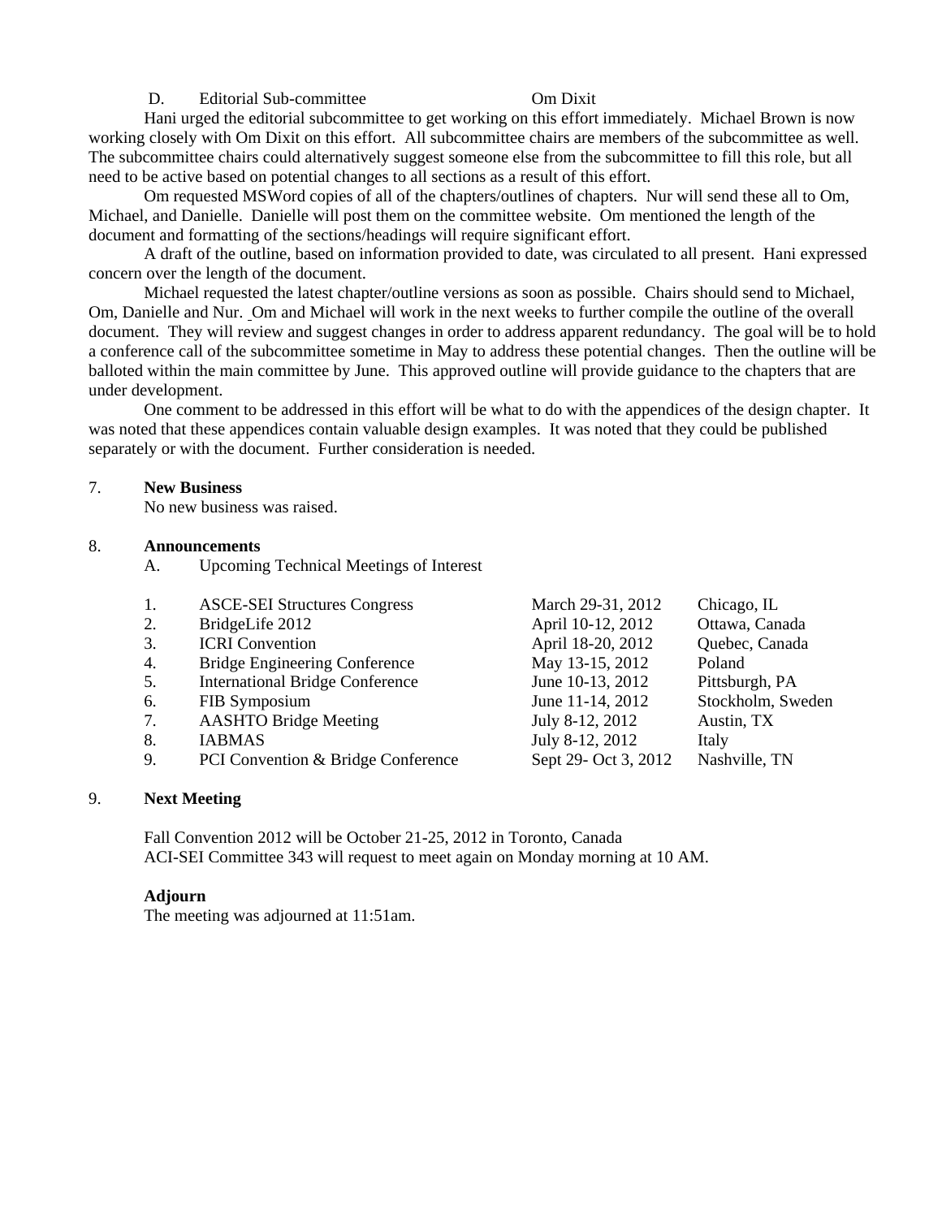D. Editorial Sub-committee Om Dixit

Hani urged the editorial subcommittee to get working on this effort immediately. Michael Brown is now working closely with Om Dixit on this effort. All subcommittee chairs are members of the subcommittee as well. The subcommittee chairs could alternatively suggest someone else from the subcommittee to fill this role, but all need to be active based on potential changes to all sections as a result of this effort.

Om requested MSWord copies of all of the chapters/outlines of chapters. Nur will send these all to Om, Michael, and Danielle. Danielle will post them on the committee website. Om mentioned the length of the document and formatting of the sections/headings will require significant effort.

A draft of the outline, based on information provided to date, was circulated to all present. Hani expressed concern over the length of the document.

Michael requested the latest chapter/outline versions as soon as possible. Chairs should send to Michael, Om, Danielle and Nur. Om and Michael will work in the next weeks to further compile the outline of the overall document. They will review and suggest changes in order to address apparent redundancy. The goal will be to hold a conference call of the subcommittee sometime in May to address these potential changes. Then the outline will be balloted within the main committee by June. This approved outline will provide guidance to the chapters that are under development.

One comment to be addressed in this effort will be what to do with the appendices of the design chapter. It was noted that these appendices contain valuable design examples. It was noted that they could be published separately or with the document. Further consideration is needed.

7. **New Business**

No new business was raised.

8. **Announcements**

A. Upcoming Technical Meetings of Interest

| | Meeting | Dates | Location |
|---|---|---|---|
| 1. | ASCE-SEI Structures Congress | March 29-31, 2012 | Chicago, IL |
| 2. | BridgeLife 2012 | April 10-12, 2012 | Ottawa, Canada |
| 3. | ICRI Convention | April 18-20, 2012 | Quebec, Canada |
| 4. | Bridge Engineering Conference | May 13-15, 2012 | Poland |
| 5. | International Bridge Conference | June 10-13, 2012 | Pittsburgh, PA |
| 6. | FIB Symposium | June 11-14, 2012 | Stockholm, Sweden |
| 7. | AASHTO Bridge Meeting | July 8-12, 2012 | Austin, TX |
| 8. | IABMAS | July 8-12, 2012 | Italy |
| 9. | PCI Convention & Bridge Conference | Sept 29- Oct 3, 2012 | Nashville, TN |

9. **Next Meeting**

Fall Convention 2012 will be October 21-25, 2012 in Toronto, Canada

ACI-SEI Committee 343 will request to meet again on Monday morning at 10 AM.

**Adjourn**

The meeting was adjourned at 11:51am.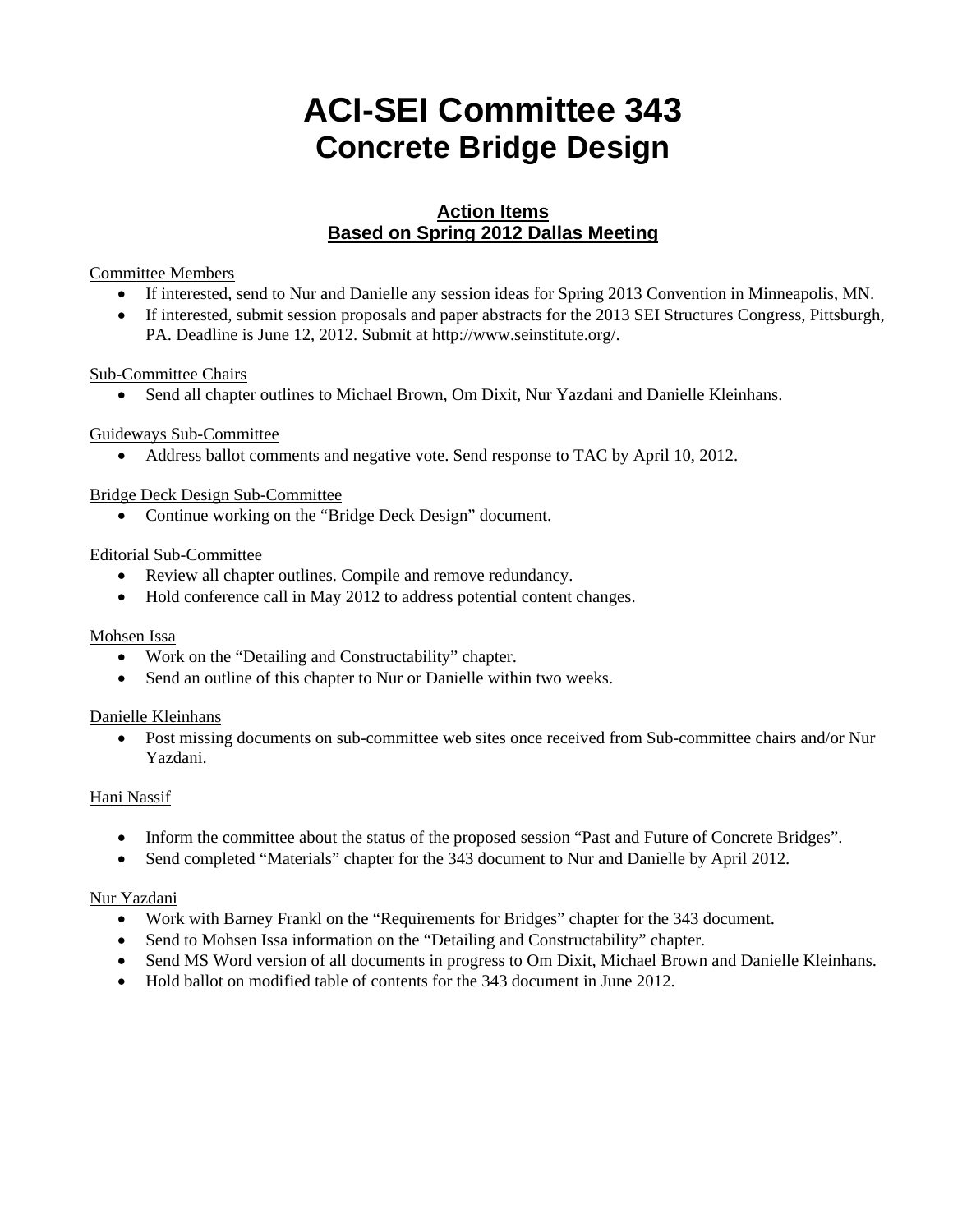# ACI-SEI Committee 343
## Concrete Bridge Design

### Action Items
### Based on Spring 2012 Dallas Meeting

Committee Members

- If interested, send to Nur and Danielle any session ideas for Spring 2013 Convention in Minneapolis, MN.
- If interested, submit session proposals and paper abstracts for the 2013 SEI Structures Congress, Pittsburgh, PA. Deadline is June 12, 2012. Submit at http://www.seinstitute.org/.

Sub-Committee Chairs

- Send all chapter outlines to Michael Brown, Om Dixit, Nur Yazdani and Danielle Kleinhans.

Guideways Sub-Committee

- Address ballot comments and negative vote. Send response to TAC by April 10, 2012.

Bridge Deck Design Sub-Committee

- Continue working on the "Bridge Deck Design" document.

Editorial Sub-Committee

- Review all chapter outlines. Compile and remove redundancy.
- Hold conference call in May 2012 to address potential content changes.

Mohsen Issa

- Work on the "Detailing and Constructability" chapter.
- Send an outline of this chapter to Nur or Danielle within two weeks.

Danielle Kleinhans

- Post missing documents on sub-committee web sites once received from Sub-committee chairs and/or Nur Yazdani.

Hani Nassif

- Inform the committee about the status of the proposed session "Past and Future of Concrete Bridges".
- Send completed "Materials" chapter for the 343 document to Nur and Danielle by April 2012.

Nur Yazdani

- Work with Barney Frankl on the "Requirements for Bridges" chapter for the 343 document.
- Send to Mohsen Issa information on the "Detailing and Constructability" chapter.
- Send MS Word version of all documents in progress to Om Dixit, Michael Brown and Danielle Kleinhans.
- Hold ballot on modified table of contents for the 343 document in June 2012.